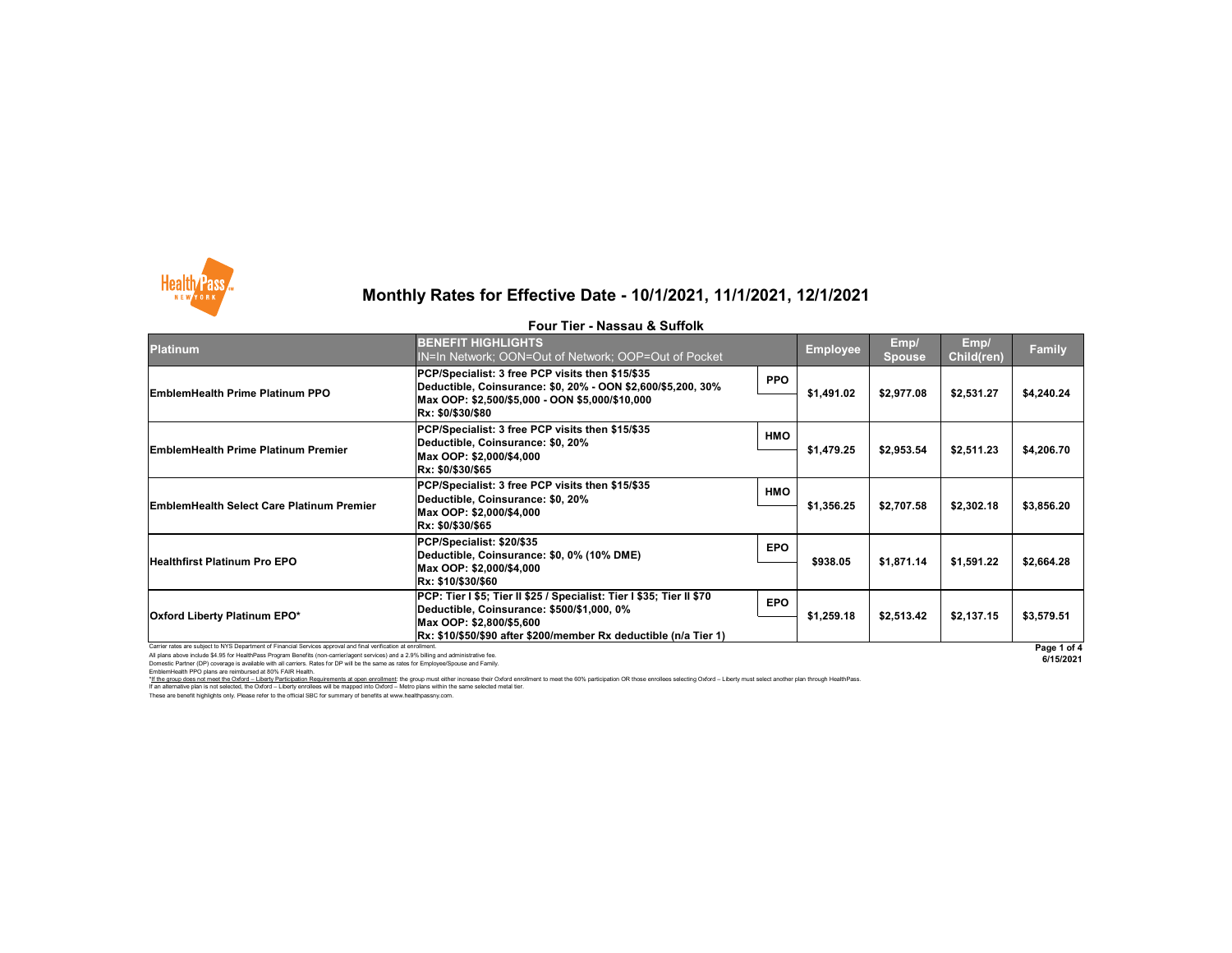# Monthly Rates for Effective Date - 10/1/2021, 11/1/2021, 12/1/2021

## Four Tier - Nassau & Suffolk

| Platinum | BENEFIT HIGHLIGHTS<br>IN=In Network; OON=Out of Network; OOP=Out of Pocket | | Employee | Emp/ Spouse | Emp/ Child(ren) | Family |
|---|---|---|---|---|---|---|
| EmblemHealth Prime Platinum PPO | PCP/Specialist: 3 free PCP visits then $15/$35<br>Deductible, Coinsurance: $0, 20% - OON $2,600/$5,200, 30%<br>Max OOP: $2,500/$5,000 - OON $5,000/$10,000<br>Rx: $0/$30/$80 | PPO | $1,491.02 | $2,977.08 | $2,531.27 | $4,240.24 |
| EmblemHealth Prime Platinum Premier | PCP/Specialist: 3 free PCP visits then $15/$35<br>Deductible, Coinsurance: $0, 20%<br>Max OOP: $2,000/$4,000<br>Rx: $0/$30/$65 | HMO | $1,479.25 | $2,953.54 | $2,511.23 | $4,206.70 |
| EmblemHealth Select Care Platinum Premier | PCP/Specialist: 3 free PCP visits then $15/$35<br>Deductible, Coinsurance: $0, 20%<br>Max OOP: $2,000/$4,000<br>Rx: $0/$30/$65 | HMO | $1,356.25 | $2,707.58 | $2,302.18 | $3,856.20 |
| Healthfirst Platinum Pro EPO | PCP/Specialist: $20/$35<br>Deductible, Coinsurance: $0, 0% (10% DME)<br>Max OOP: $2,000/$4,000<br>Rx: $10/$30/$60 | EPO | $938.05 | $1,871.14 | $1,591.22 | $2,664.28 |
| Oxford Liberty Platinum EPO* | PCP: Tier I $5; Tier II $25 / Specialist: Tier I $35; Tier II $70<br>Deductible, Coinsurance: $500/$1,000, 0%<br>Max OOP: $2,800/$5,600<br>Rx: $10/$50/$90 after $200/member Rx deductible (n/a Tier 1) | EPO | $1,259.18 | $2,513.42 | $2,137.15 | $3,579.51 |

Carrier rates are subject to NYS Department of Financial Services approval and final verification at enrollment.

All plans above include $4.95 for HealthPass Program Benefits (non-carrier/agent services) and a 2.9% billing and administrative fee.

Domestic Partner (DP) coverage is available with all carriers. Rates for DP will be the same as rates for Employee/Spouse and Family.

EmblemHealth PPO plans are reimbursed at 80% FAIR Health.

*If the group does not meet the Oxford – Liberty Participation Requirements at open enrollment: the group must either increase their Oxford enrollment to meet the 60% participation OR those enrollees selecting Oxford – Liberty must select another plan through HealthPass.
If an alternative plan is not selected, the Oxford – Liberty enrollees will be mapped into Oxford – Metro plans within the same selected metal tier.

These are benefit highlights only. Please refer to the official SBC for summary of benefits at www.healthpassny.com.

6/15/2021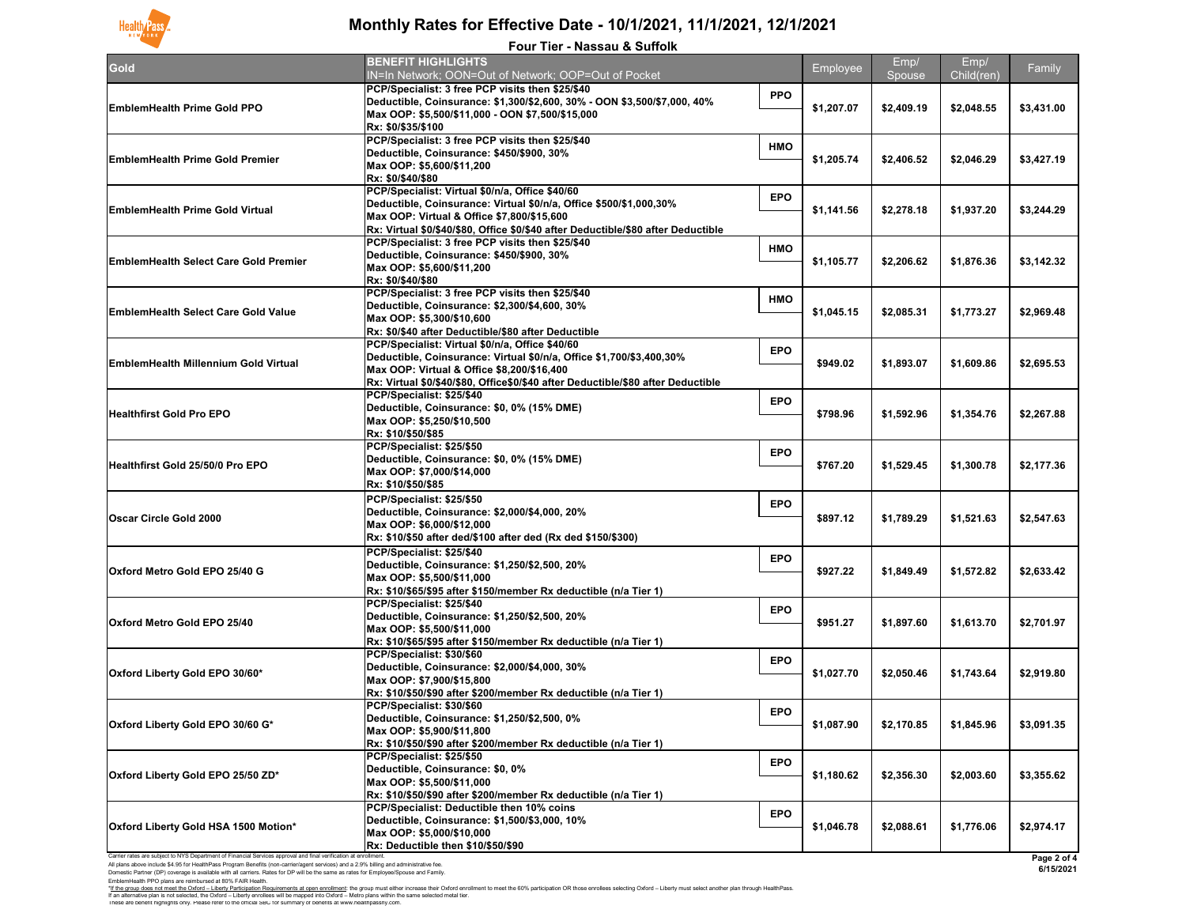# Monthly Rates for Effective Date - 10/1/2021, 11/1/2021, 12/1/2021

## Four Tier - Nassau & Suffolk

| Gold | BENEFIT HIGHLIGHTS<br>IN=In Network; OON=Out of Network; OOP=Out of Pocket | | Employee | Emp/ Spouse | Emp/ Child(ren) | Family |
|---|---|---|---|---|---|---|
| EmblemHealth Prime Gold PPO | PCP/Specialist: 3 free PCP visits then $25/$40<br>Deductible, Coinsurance: $1,300/$2,600, 30% - OON $3,500/$7,000, 40%<br>Max OOP: $5,500/$11,000 - OON $7,500/$15,000<br>Rx: $0/$35/$100 | PPO | $1,207.07 | $2,409.19 | $2,048.55 | $3,431.00 |
| EmblemHealth Prime Gold Premier | PCP/Specialist: 3 free PCP visits then $25/$40<br>Deductible, Coinsurance: $450/$900, 30%<br>Max OOP: $5,600/$11,200<br>Rx: $0/$40/$80 | HMO | $1,205.74 | $2,406.52 | $2,046.29 | $3,427.19 |
| EmblemHealth Prime Gold Virtual | PCP/Specialist: Virtual $0/n/a, Office $40/60<br>Deductible, Coinsurance: Virtual $0/n/a, Office $500/$1,000,30%<br>Max OOP: Virtual & Office $7,800/$15,600<br>Rx: Virtual $0/$40/$80, Office $0/$40 after Deductible/$80 after Deductible | EPO | $1,141.56 | $2,278.18 | $1,937.20 | $3,244.29 |
| EmblemHealth Select Care Gold Premier | PCP/Specialist: 3 free PCP visits then $25/$40<br>Deductible, Coinsurance: $450/$900, 30%<br>Max OOP: $5,600/$11,200<br>Rx: $0/$40/$80 | HMO | $1,105.77 | $2,206.62 | $1,876.36 | $3,142.32 |
| EmblemHealth Select Care Gold Value | PCP/Specialist: 3 free PCP visits then $25/$40<br>Deductible, Coinsurance: $2,300/$4,600, 30%<br>Max OOP: $5,300/$10,600<br>Rx: $0/$40 after Deductible/$80 after Deductible | HMO | $1,045.15 | $2,085.31 | $1,773.27 | $2,969.48 |
| EmblemHealth Millennium Gold Virtual | PCP/Specialist: Virtual $0/n/a, Office $40/60<br>Deductible, Coinsurance: Virtual $0/n/a, Office $1,700/$3,400,30%<br>Max OOP: Virtual & Office $8,200/$16,400<br>Rx: Virtual $0/$40/$80, Office$0/$40 after Deductible/$80 after Deductible | EPO | $949.02 | $1,893.07 | $1,609.86 | $2,695.53 |
| Healthfirst Gold Pro EPO | PCP/Specialist: $25/$40<br>Deductible, Coinsurance: $0, 0% (15% DME)<br>Max OOP: $5,250/$10,500<br>Rx: $10/$50/$85 | EPO | $798.96 | $1,592.96 | $1,354.76 | $2,267.88 |
| Healthfirst Gold 25/50/0 Pro EPO | PCP/Specialist: $25/$50<br>Deductible, Coinsurance: $0, 0% (15% DME)<br>Max OOP: $7,000/$14,000<br>Rx: $10/$50/$85 | EPO | $767.20 | $1,529.45 | $1,300.78 | $2,177.36 |
| Oscar Circle Gold 2000 | PCP/Specialist: $25/$50<br>Deductible, Coinsurance: $2,000/$4,000, 20%<br>Max OOP: $6,000/$12,000<br>Rx: $10/$50 after ded/$100 after ded (Rx ded $150/$300) | EPO | $897.12 | $1,789.29 | $1,521.63 | $2,547.63 |
| Oxford Metro Gold EPO 25/40 G | PCP/Specialist: $25/$40<br>Deductible, Coinsurance: $1,250/$2,500, 20%<br>Max OOP: $5,500/$11,000<br>Rx: $10/$65/$95 after $150/member Rx deductible (n/a Tier 1) | EPO | $927.22 | $1,849.49 | $1,572.82 | $2,633.42 |
| Oxford Metro Gold EPO 25/40 | PCP/Specialist: $25/$40<br>Deductible, Coinsurance: $1,250/$2,500, 20%<br>Max OOP: $5,500/$11,000<br>Rx: $10/$65/$95 after $150/member Rx deductible (n/a Tier 1) | EPO | $951.27 | $1,897.60 | $1,613.70 | $2,701.97 |
| Oxford Liberty Gold EPO 30/60* | PCP/Specialist: $30/$60<br>Deductible, Coinsurance: $2,000/$4,000, 30%<br>Max OOP: $7,900/$15,800<br>Rx: $10/$50/$90 after $200/member Rx deductible (n/a Tier 1) | EPO | $1,027.70 | $2,050.46 | $1,743.64 | $2,919.80 |
| Oxford Liberty Gold EPO 30/60 G* | PCP/Specialist: $30/$60<br>Deductible, Coinsurance: $1,250/$2,500, 0%<br>Max OOP: $5,900/$11,800<br>Rx: $10/$50/$90 after $200/member Rx deductible (n/a Tier 1) | EPO | $1,087.90 | $2,170.85 | $1,845.96 | $3,091.35 |
| Oxford Liberty Gold EPO 25/50 ZD* | PCP/Specialist: $25/$50<br>Deductible, Coinsurance: $0, 0%<br>Max OOP: $5,500/$11,000<br>Rx: $10/$50/$90 after $200/member Rx deductible (n/a Tier 1) | EPO | $1,180.62 | $2,356.30 | $2,003.60 | $3,355.62 |
| Oxford Liberty Gold HSA 1500 Motion* | PCP/Specialist: Deductible then 10% coins<br>Deductible, Coinsurance: $1,500/$3,000, 10%<br>Max OOP: $5,000/$10,000<br>Rx: Deductible then $10/$50/$90 | EPO | $1,046.78 | $2,088.61 | $1,776.06 | $2,974.17 |

Carrier rates are subject to NYS Department of Financial Services approval and final verification at enrollment.
All plans above include $4.95 for HealthPass Program Benefits (non-carrier/agent services) and a 2.9% billing and administrative fee.
Domestic Partner (DP) coverage is available with all carriers. Rates for DP will be the same as rates for Employee/Spouse and Family.
EmblemHealth PPO plans are reimbursed at 80% FAIR Health.
*If the group does not meet the Oxford – Liberty Participation Requirements at open enrollment: the group must either increase their Oxford enrollment to meet the 60% participation OR those enrollees selecting Oxford – Liberty must select another plan through HealthPass.
If an alternative plan is not selected, the Oxford – Liberty enrollees will be mapped into Oxford – Metro plans within the same selected metal tier.
These are benefit highlights only. Please refer to the official SBC for summary of benefits at www.healthpassny.com.

6/15/2021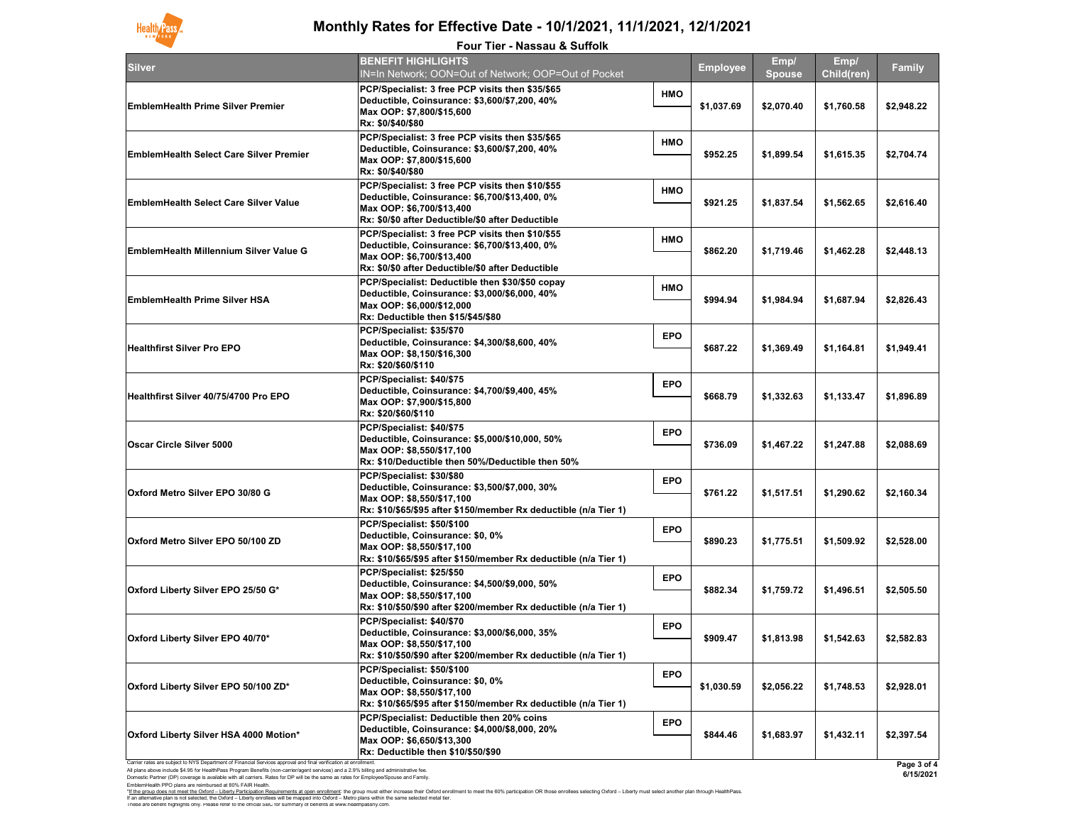# Monthly Rates for Effective Date - 10/1/2021, 11/1/2021, 12/1/2021

## Four Tier - Nassau & Suffolk

| Silver | BENEFIT HIGHLIGHTS<br>IN=In Network; OON=Out of Network; OOP=Out of Pocket | | Employee | Emp/ Spouse | Emp/ Child(ren) | Family |
|---|---|---|---|---|---|---|
| EmblemHealth Prime Silver Premier | PCP/Specialist: 3 free PCP visits then $35/$65<br>Deductible, Coinsurance: $3,600/$7,200, 40%<br>Max OOP: $7,800/$15,600<br>Rx: $0/$40/$80 | HMO | $1,037.69 | $2,070.40 | $1,760.58 | $2,948.22 |
| EmblemHealth Select Care Silver Premier | PCP/Specialist: 3 free PCP visits then $35/$65<br>Deductible, Coinsurance: $3,600/$7,200, 40%<br>Max OOP: $7,800/$15,600<br>Rx: $0/$40/$80 | HMO | $952.25 | $1,899.54 | $1,615.35 | $2,704.74 |
| EmblemHealth Select Care Silver Value | PCP/Specialist: 3 free PCP visits then $10/$55<br>Deductible, Coinsurance: $6,700/$13,400, 0%<br>Max OOP: $6,700/$13,400<br>Rx: $0/$0 after Deductible/$0 after Deductible | HMO | $921.25 | $1,837.54 | $1,562.65 | $2,616.40 |
| EmblemHealth Millennium Silver Value G | PCP/Specialist: 3 free PCP visits then $10/$55<br>Deductible, Coinsurance: $6,700/$13,400, 0%<br>Max OOP: $6,700/$13,400<br>Rx: $0/$0 after Deductible/$0 after Deductible | HMO | $862.20 | $1,719.46 | $1,462.28 | $2,448.13 |
| EmblemHealth Prime Silver HSA | PCP/Specialist: Deductible then $30/$50 copay<br>Deductible, Coinsurance: $3,000/$6,000, 40%<br>Max OOP: $6,000/$12,000<br>Rx: Deductible then $15/$45/$80 | HMO | $994.94 | $1,984.94 | $1,687.94 | $2,826.43 |
| Healthfirst Silver Pro EPO | PCP/Specialist: $35/$70<br>Deductible, Coinsurance: $4,300/$8,600, 40%<br>Max OOP: $8,150/$16,300<br>Rx: $20/$60/$110 | EPO | $687.22 | $1,369.49 | $1,164.81 | $1,949.41 |
| Healthfirst Silver 40/75/4700 Pro EPO | PCP/Specialist: $40/$75<br>Deductible, Coinsurance: $4,700/$9,400, 45%<br>Max OOP: $7,900/$15,800<br>Rx: $20/$60/$110 | EPO | $668.79 | $1,332.63 | $1,133.47 | $1,896.89 |
| Oscar Circle Silver 5000 | PCP/Specialist: $40/$75<br>Deductible, Coinsurance: $5,000/$10,000, 50%<br>Max OOP: $8,550/$17,100<br>Rx: $10/Deductible then 50%/Deductible then 50% | EPO | $736.09 | $1,467.22 | $1,247.88 | $2,088.69 |
| Oxford Metro Silver EPO 30/80 G | PCP/Specialist: $30/$80<br>Deductible, Coinsurance: $3,500/$7,000, 30%<br>Max OOP: $8,550/$17,100<br>Rx: $10/$65/$95 after $150/member Rx deductible (n/a Tier 1) | EPO | $761.22 | $1,517.51 | $1,290.62 | $2,160.34 |
| Oxford Metro Silver EPO 50/100 ZD | PCP/Specialist: $50/$100<br>Deductible, Coinsurance: $0, 0%<br>Max OOP: $8,550/$17,100<br>Rx: $10/$65/$95 after $150/member Rx deductible (n/a Tier 1) | EPO | $890.23 | $1,775.51 | $1,509.92 | $2,528.00 |
| Oxford Liberty Silver EPO 25/50 G* | PCP/Specialist: $25/$50<br>Deductible, Coinsurance: $4,500/$9,000, 50%<br>Max OOP: $8,550/$17,100<br>Rx: $10/$50/$90 after $200/member Rx deductible (n/a Tier 1) | EPO | $882.34 | $1,759.72 | $1,496.51 | $2,505.50 |
| Oxford Liberty Silver EPO 40/70* | PCP/Specialist: $40/$70<br>Deductible, Coinsurance: $3,000/$6,000, 35%<br>Max OOP: $8,550/$17,100<br>Rx: $10/$50/$90 after $200/member Rx deductible (n/a Tier 1) | EPO | $909.47 | $1,813.98 | $1,542.63 | $2,582.83 |
| Oxford Liberty Silver EPO 50/100 ZD* | PCP/Specialist: $50/$100<br>Deductible, Coinsurance: $0, 0%<br>Max OOP: $8,550/$17,100<br>Rx: $10/$65/$95 after $150/member Rx deductible (n/a Tier 1) | EPO | $1,030.59 | $2,056.22 | $1,748.53 | $2,928.01 |
| Oxford Liberty Silver HSA 4000 Motion* | PCP/Specialist: Deductible then 20% coins<br>Deductible, Coinsurance: $4,000/$8,000, 20%<br>Max OOP: $6,650/$13,300<br>Rx: Deductible then $10/$50/$90 | EPO | $844.46 | $1,683.97 | $1,432.11 | $2,397.54 |

Carrier rates are subject to NYS Department of Financial Services approval and final verification at enrollment.
All plans above include $4.95 for HealthPass Program Benefits (non-carrier/agent services) and a 2.9% billing and administrative fee.
Domestic Partner (DP) coverage is available with all carriers. Rates for DP will be the same as rates for Employee/Spouse and Family.
EmblemHealth PPO plans are reimbursed at 80% FAIR Health.
*If the group does not meet the Oxford – Liberty Participation Requirements at open enrollment: the group must either increase their Oxford enrollment to meet the 60% participation OR those enrollees selecting Oxford – Liberty must select another plan through HealthPass.
If an alternative plan is not selected, the Oxford – Liberty enrollees will be mapped into Oxford – Metro plans within the same selected metal tier.
These are benefit highlights only. Please refer to the official SBC for summary of benefits at www.healthpassny.com.

6/15/2021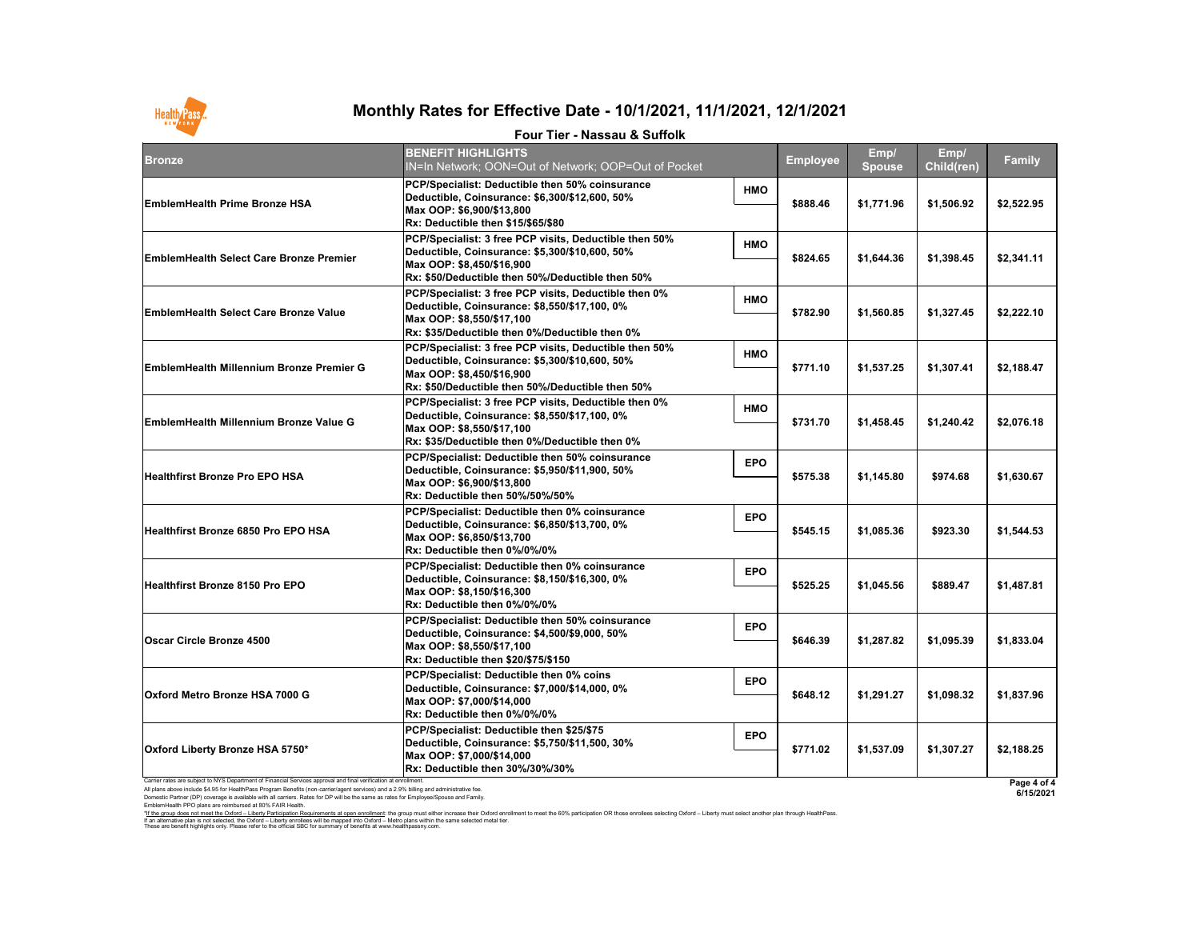# Monthly Rates for Effective Date - 10/1/2021, 11/1/2021, 12/1/2021

## Four Tier - Nassau & Suffolk

| Bronze | BENEFIT HIGHLIGHTS<br>IN=In Network; OON=Out of Network; OOP=Out of Pocket | | Employee | Emp/ Spouse | Emp/ Child(ren) | Family |
|---|---|---|---|---|---|---|
| EmblemHealth Prime Bronze HSA | PCP/Specialist: Deductible then 50% coinsurance<br>Deductible, Coinsurance: $6,300/$12,600, 50%<br>Max OOP: $6,900/$13,800<br>Rx: Deductible then $15/$65/$80 | HMO | $888.46 | $1,771.96 | $1,506.92 | $2,522.95 |
| EmblemHealth Select Care Bronze Premier | PCP/Specialist: 3 free PCP visits, Deductible then 50%<br>Deductible, Coinsurance: $5,300/$10,600, 50%<br>Max OOP: $8,450/$16,900<br>Rx: $50/Deductible then 50%/Deductible then 50% | HMO | $824.65 | $1,644.36 | $1,398.45 | $2,341.11 |
| EmblemHealth Select Care Bronze Value | PCP/Specialist: 3 free PCP visits, Deductible then 0%<br>Deductible, Coinsurance: $8,550/$17,100, 0%<br>Max OOP: $8,550/$17,100<br>Rx: $35/Deductible then 0%/Deductible then 0% | HMO | $782.90 | $1,560.85 | $1,327.45 | $2,222.10 |
| EmblemHealth Millennium Bronze Premier G | PCP/Specialist: 3 free PCP visits, Deductible then 50%<br>Deductible, Coinsurance: $5,300/$10,600, 50%<br>Max OOP: $8,450/$16,900<br>Rx: $50/Deductible then 50%/Deductible then 50% | HMO | $771.10 | $1,537.25 | $1,307.41 | $2,188.47 |
| EmblemHealth Millennium Bronze Value G | PCP/Specialist: 3 free PCP visits, Deductible then 0%<br>Deductible, Coinsurance: $8,550/$17,100, 0%<br>Max OOP: $8,550/$17,100<br>Rx: $35/Deductible then 0%/Deductible then 0% | HMO | $731.70 | $1,458.45 | $1,240.42 | $2,076.18 |
| Healthfirst Bronze Pro EPO HSA | PCP/Specialist: Deductible then 50% coinsurance<br>Deductible, Coinsurance: $5,950/$11,900, 50%<br>Max OOP: $6,900/$13,800<br>Rx: Deductible then 50%/50%/50% | EPO | $575.38 | $1,145.80 | $974.68 | $1,630.67 |
| Healthfirst Bronze 6850 Pro EPO HSA | PCP/Specialist: Deductible then 0% coinsurance<br>Deductible, Coinsurance: $6,850/$13,700, 0%<br>Max OOP: $6,850/$13,700<br>Rx: Deductible then 0%/0%/0% | EPO | $545.15 | $1,085.36 | $923.30 | $1,544.53 |
| Healthfirst Bronze 8150 Pro EPO | PCP/Specialist: Deductible then 0% coinsurance<br>Deductible, Coinsurance: $8,150/$16,300, 0%<br>Max OOP: $8,150/$16,300<br>Rx: Deductible then 0%/0%/0% | EPO | $525.25 | $1,045.56 | $889.47 | $1,487.81 |
| Oscar Circle Bronze 4500 | PCP/Specialist: Deductible then 50% coinsurance<br>Deductible, Coinsurance: $4,500/$9,000, 50%<br>Max OOP: $8,550/$17,100<br>Rx: Deductible then $20/$75/$150 | EPO | $646.39 | $1,287.82 | $1,095.39 | $1,833.04 |
| Oxford Metro Bronze HSA 7000 G | PCP/Specialist: Deductible then 0% coins<br>Deductible, Coinsurance: $7,000/$14,000, 0%<br>Max OOP: $7,000/$14,000<br>Rx: Deductible then 0%/0%/0% | EPO | $648.12 | $1,291.27 | $1,098.32 | $1,837.96 |
| Oxford Liberty Bronze HSA 5750* | PCP/Specialist: Deductible then $25/$75<br>Deductible, Coinsurance: $5,750/$11,500, 30%<br>Max OOP: $7,000/$14,000<br>Rx: Deductible then 30%/30%/30% | EPO | $771.02 | $1,537.09 | $1,307.27 | $2,188.25 |

Carrier rates are subject to NYS Department of Financial Services approval and final verification at enrollment.
All plans above include $4.95 for HealthPass Program Benefits (non-carrier/agent services) and a 2.9% billing and administrative fee.
Domestic Partner (DP) coverage is available with all carriers. Rates for DP will be the same as rates for Employee/Spouse and Family.
EmblemHealth PPO plans are reimbursed at 80% FAIR Health.
*If the group does not meet the Oxford – Liberty Participation Requirements at open enrollment: the group must either increase their Oxford enrollment to meet the 60% participation OR those enrollees selecting Oxford – Liberty must select another plan through HealthPass.
If an alternative plan is not selected, the Oxford – Liberty enrollees will be mapped into Oxford – Metro plans within the same selected metal tier.
These are benefit highlights only. Please refer to the official SBC for summary of benefits at www.healthpassny.com.

6/15/2021